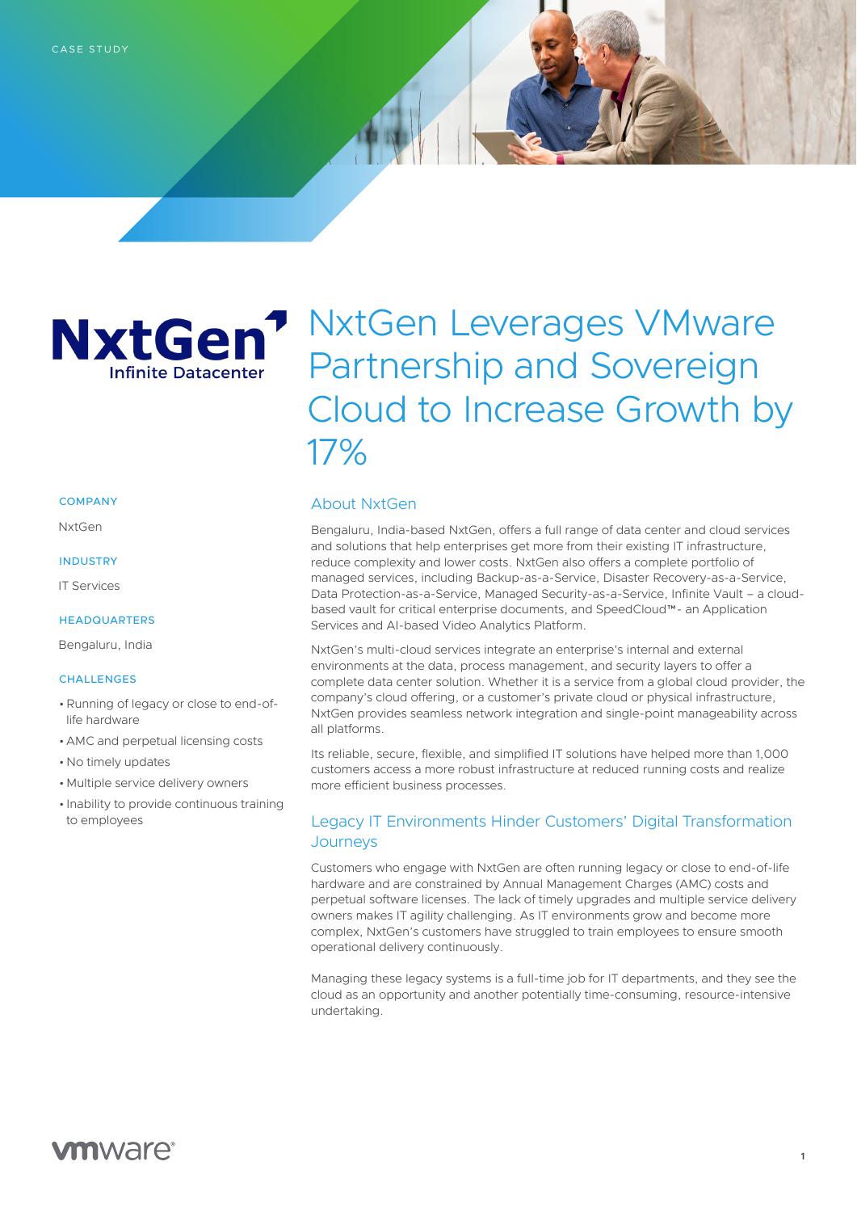CASE STUDY

# NxtGen Leverages VMware Partnership and Sovereign Cloud to Increase Growth by 17%

**COMPANY**

NxtGen

**INDUSTRY**

IT Services

**HEADQUARTERS**

Bengaluru, India

**CHALLENGES**

- Running of legacy or close to end-of-life hardware
- AMC and perpetual licensing costs
- No timely updates
- Multiple service delivery owners
- Inability to provide continuous training to employees

## About NxtGen

Bengaluru, India-based NxtGen, offers a full range of data center and cloud services and solutions that help enterprises get more from their existing IT infrastructure, reduce complexity and lower costs. NxtGen also offers a complete portfolio of managed services, including Backup-as-a-Service, Disaster Recovery-as-a-Service, Data Protection-as-a-Service, Managed Security-as-a-Service, Infinite Vault – a cloud-based vault for critical enterprise documents, and SpeedCloud™- an Application Services and AI-based Video Analytics Platform.

NxtGen's multi-cloud services integrate an enterprise's internal and external environments at the data, process management, and security layers to offer a complete data center solution. Whether it is a service from a global cloud provider, the company's cloud offering, or a customer's private cloud or physical infrastructure, NxtGen provides seamless network integration and single-point manageability across all platforms.

Its reliable, secure, flexible, and simplified IT solutions have helped more than 1,000 customers access a more robust infrastructure at reduced running costs and realize more efficient business processes.

## Legacy IT Environments Hinder Customers' Digital Transformation Journeys

Customers who engage with NxtGen are often running legacy or close to end-of-life hardware and are constrained by Annual Management Charges (AMC) costs and perpetual software licenses. The lack of timely upgrades and multiple service delivery owners makes IT agility challenging. As IT environments grow and become more complex, NxtGen's customers have struggled to train employees to ensure smooth operational delivery continuously.

Managing these legacy systems is a full-time job for IT departments, and they see the cloud as an opportunity and another potentially time-consuming, resource-intensive undertaking.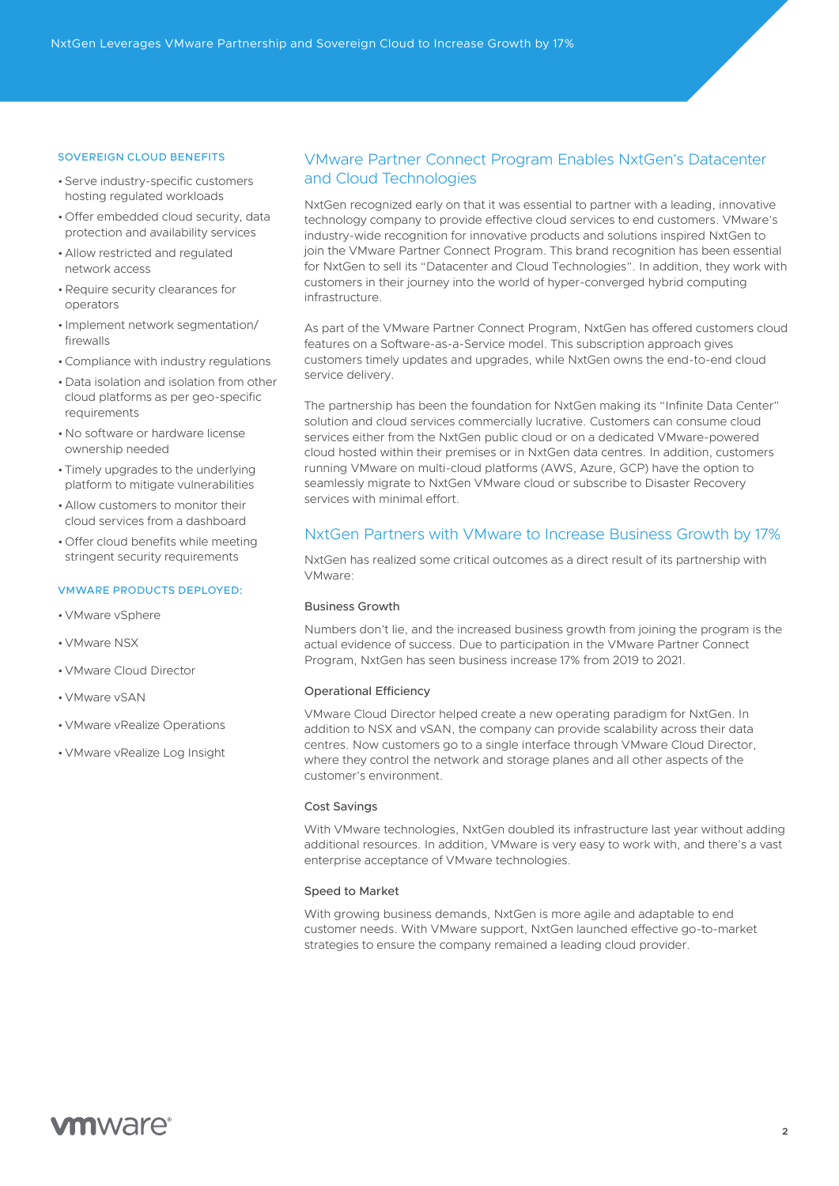### SOVEREIGN CLOUD BENEFITS

- Serve industry-specific customers hosting regulated workloads
- Offer embedded cloud security, data protection and availability services
- Allow restricted and regulated network access
- Require security clearances for operators
- Implement network segmentation/ firewalls
- Compliance with industry regulations
- Data isolation and isolation from other cloud platforms as per geo-specific requirements
- No software or hardware license ownership needed
- Timely upgrades to the underlying platform to mitigate vulnerabilities
- Allow customers to monitor their cloud services from a dashboard
- Offer cloud benefits while meeting stringent security requirements

### VMWARE PRODUCTS DEPLOYED:

- VMware vSphere
- VMware NSX
- VMware Cloud Director
- VMware vSAN
- VMware vRealize Operations
- VMware vRealize Log Insight

## VMware Partner Connect Program Enables NxtGen's Datacenter and Cloud Technologies

NxtGen recognized early on that it was essential to partner with a leading, innovative technology company to provide effective cloud services to end customers. VMware's industry-wide recognition for innovative products and solutions inspired NxtGen to join the VMware Partner Connect Program. This brand recognition has been essential for NxtGen to sell its "Datacenter and Cloud Technologies". In addition, they work with customers in their journey into the world of hyper-converged hybrid computing infrastructure.

As part of the VMware Partner Connect Program, NxtGen has offered customers cloud features on a Software-as-a-Service model. This subscription approach gives customers timely updates and upgrades, while NxtGen owns the end-to-end cloud service delivery.

The partnership has been the foundation for NxtGen making its "Infinite Data Center" solution and cloud services commercially lucrative. Customers can consume cloud services either from the NxtGen public cloud or on a dedicated VMware-powered cloud hosted within their premises or in NxtGen data centres. In addition, customers running VMware on multi-cloud platforms (AWS, Azure, GCP) have the option to seamlessly migrate to NxtGen VMware cloud or subscribe to Disaster Recovery services with minimal effort.

## NxtGen Partners with VMware to Increase Business Growth by 17%

NxtGen has realized some critical outcomes as a direct result of its partnership with VMware:

### Business Growth

Numbers don't lie, and the increased business growth from joining the program is the actual evidence of success. Due to participation in the VMware Partner Connect Program, NxtGen has seen business increase 17% from 2019 to 2021.

### Operational Efficiency

VMware Cloud Director helped create a new operating paradigm for NxtGen. In addition to NSX and vSAN, the company can provide scalability across their data centres. Now customers go to a single interface through VMware Cloud Director, where they control the network and storage planes and all other aspects of the customer's environment.

### Cost Savings

With VMware technologies, NxtGen doubled its infrastructure last year without adding additional resources. In addition, VMware is very easy to work with, and there's a vast enterprise acceptance of VMware technologies.

### Speed to Market

With growing business demands, NxtGen is more agile and adaptable to end customer needs. With VMware support, NxtGen launched effective go-to-market strategies to ensure the company remained a leading cloud provider.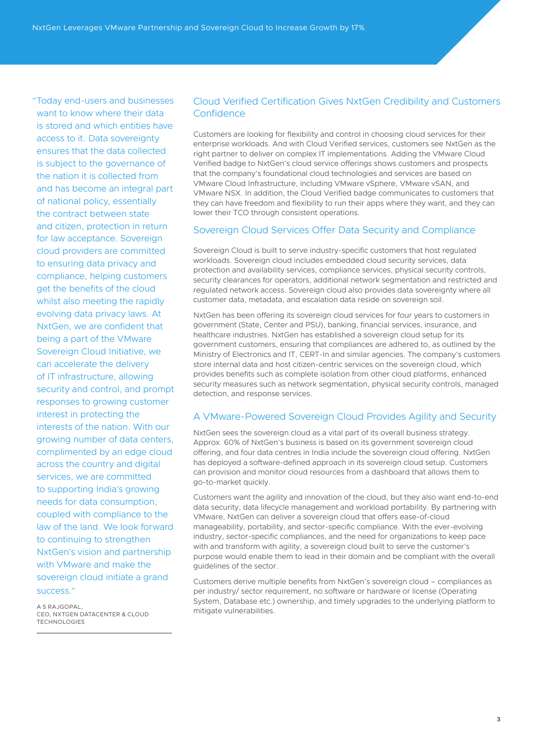> "Today end-users and businesses want to know where their data is stored and which entities have access to it. Data sovereignty ensures that the data collected is subject to the governance of the nation it is collected from and has become an integral part of national policy, essentially the contract between state and citizen, protection in return for law acceptance. Sovereign cloud providers are committed to ensuring data privacy and compliance, helping customers get the benefits of the cloud whilst also meeting the rapidly evolving data privacy laws. At NxtGen, we are confident that being a part of the VMware Sovereign Cloud Initiative, we can accelerate the delivery of IT infrastructure, allowing security and control, and prompt responses to growing customer interest in protecting the interests of the nation. With our growing number of data centers, complimented by an edge cloud across the country and digital services, we are committed to supporting India's growing needs for data consumption, coupled with compliance to the law of the land. We look forward to continuing to strengthen NxtGen's vision and partnership with VMware and make the sovereign cloud initiate a grand success."
>
> A S RAJGOPAL,
> CEO, NXTGEN DATACENTER & CLOUD TECHNOLOGIES

## Cloud Verified Certification Gives NxtGen Credibility and Customers Confidence

Customers are looking for flexibility and control in choosing cloud services for their enterprise workloads. And with Cloud Verified services, customers see NxtGen as the right partner to deliver on complex IT implementations. Adding the VMware Cloud Verified badge to NxtGen's cloud service offerings shows customers and prospects that the company's foundational cloud technologies and services are based on VMware Cloud Infrastructure, including VMware vSphere, VMware vSAN, and VMware NSX. In addition, the Cloud Verified badge communicates to customers that they can have freedom and flexibility to run their apps where they want, and they can lower their TCO through consistent operations.

## Sovereign Cloud Services Offer Data Security and Compliance

Sovereign Cloud is built to serve industry-specific customers that host regulated workloads. Sovereign cloud includes embedded cloud security services, data protection and availability services, compliance services, physical security controls, security clearances for operators, additional network segmentation and restricted and regulated network access. Sovereign cloud also provides data sovereignty where all customer data, metadata, and escalation data reside on sovereign soil.

NxtGen has been offering its sovereign cloud services for four years to customers in government (State, Center and PSU), banking, financial services, insurance, and healthcare industries. NxtGen has established a sovereign cloud setup for its government customers, ensuring that compliances are adhered to, as outlined by the Ministry of Electronics and IT, CERT-In and similar agencies. The company's customers store internal data and host citizen-centric services on the sovereign cloud, which provides benefits such as complete isolation from other cloud platforms, enhanced security measures such as network segmentation, physical security controls, managed detection, and response services.

## A VMware-Powered Sovereign Cloud Provides Agility and Security

NxtGen sees the sovereign cloud as a vital part of its overall business strategy. Approx. 60% of NxtGen's business is based on its government sovereign cloud offering, and four data centres in India include the sovereign cloud offering. NxtGen has deployed a software-defined approach in its sovereign cloud setup. Customers can provision and monitor cloud resources from a dashboard that allows them to go-to-market quickly.

Customers want the agility and innovation of the cloud, but they also want end-to-end data security, data lifecycle management and workload portability. By partnering with VMware, NxtGen can deliver a sovereign cloud that offers ease-of-cloud manageability, portability, and sector-specific compliance. With the ever-evolving industry, sector-specific compliances, and the need for organizations to keep pace with and transform with agility, a sovereign cloud built to serve the customer's purpose would enable them to lead in their domain and be compliant with the overall guidelines of the sector.

Customers derive multiple benefits from NxtGen's sovereign cloud – compliances as per industry/ sector requirement, no software or hardware or license (Operating System, Database etc.) ownership, and timely upgrades to the underlying platform to mitigate vulnerabilities.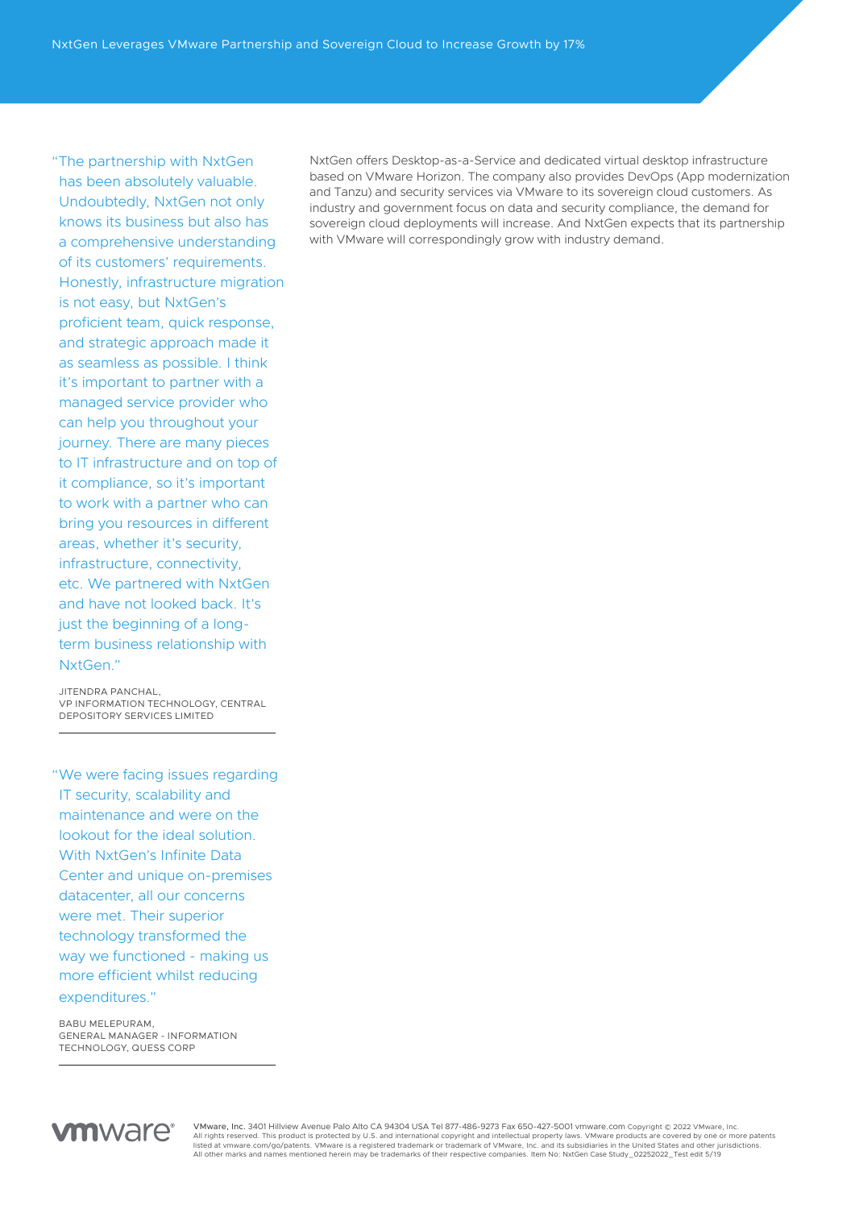"The partnership with NxtGen has been absolutely valuable. Undoubtedly, NxtGen not only knows its business but also has a comprehensive understanding of its customers' requirements. Honestly, infrastructure migration is not easy, but NxtGen's proficient team, quick response, and strategic approach made it as seamless as possible. I think it's important to partner with a managed service provider who can help you throughout your journey. There are many pieces to IT infrastructure and on top of it compliance, so it's important to work with a partner who can bring you resources in different areas, whether it's security, infrastructure, connectivity, etc. We partnered with NxtGen and have not looked back. It's just the beginning of a long-term business relationship with NxtGen."

JITENDRA PANCHAL,
VP INFORMATION TECHNOLOGY, CENTRAL DEPOSITORY SERVICES LIMITED

"We were facing issues regarding IT security, scalability and maintenance and were on the lookout for the ideal solution. With NxtGen's Infinite Data Center and unique on-premises datacenter, all our concerns were met. Their superior technology transformed the way we functioned - making us more efficient whilst reducing expenditures."

BABU MELEPURAM,
GENERAL MANAGER - INFORMATION TECHNOLOGY, QUESS CORP

NxtGen offers Desktop-as-a-Service and dedicated virtual desktop infrastructure based on VMware Horizon. The company also provides DevOps (App modernization and Tanzu) and security services via VMware to its sovereign cloud customers. As industry and government focus on data and security compliance, the demand for sovereign cloud deployments will increase. And NxtGen expects that its partnership with VMware will correspondingly grow with industry demand.

**VMware, Inc.** 3401 Hillview Avenue Palo Alto CA 94304 USA Tel 877-486-9273 Fax 650-427-5001 vmware.com Copyright © 2022 VMware, Inc. All rights reserved. This product is protected by U.S. and international copyright and intellectual property laws. VMware products are covered by one or more patents listed at vmware.com/go/patents. VMware is a registered trademark or trademark of VMware, Inc. and its subsidiaries in the United States and other jurisdictions. All other marks and names mentioned herein may be trademarks of their respective companies. Item No: NxtGen Case Study_02252022_Test edit 5/19